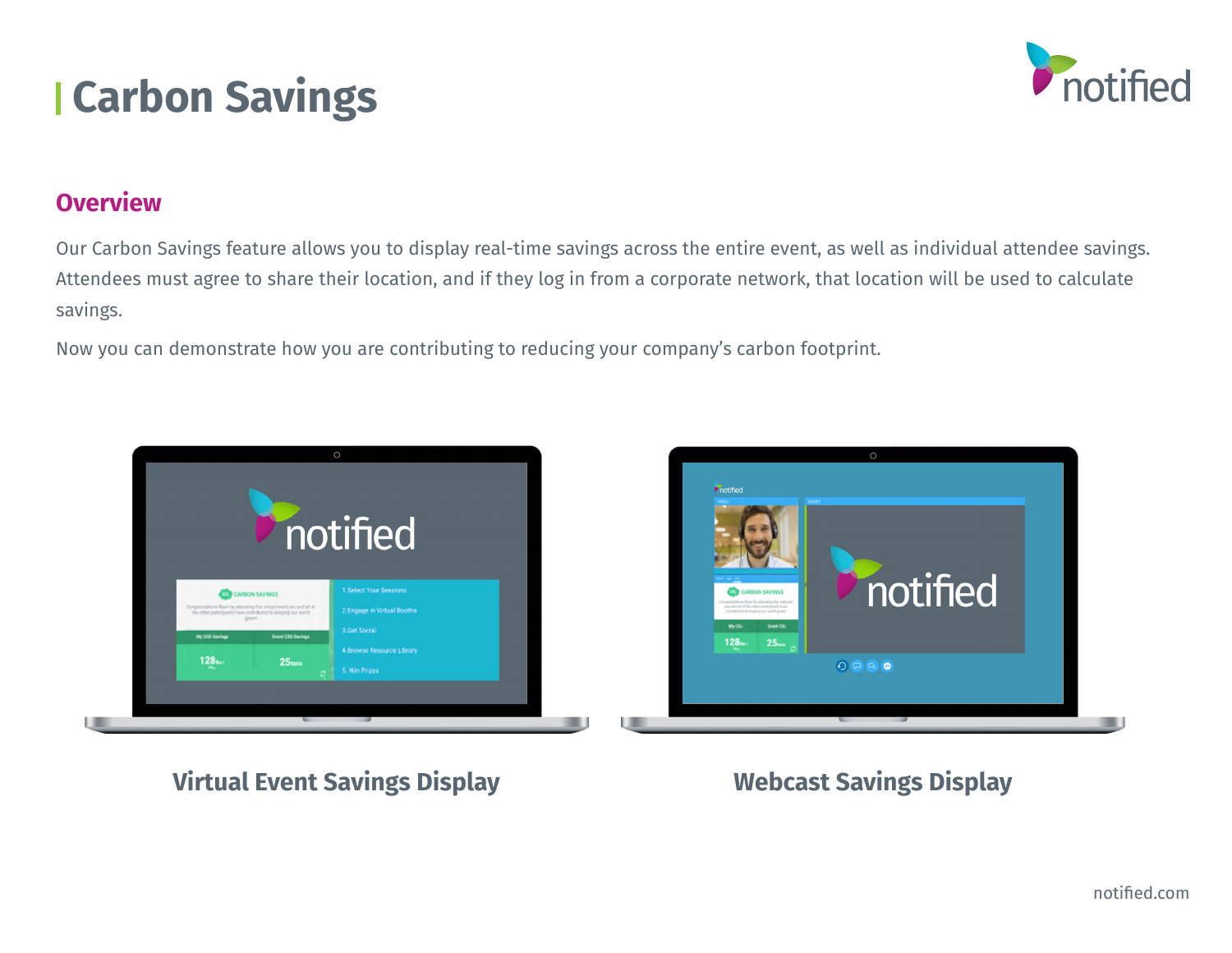# Carbon Savings

## Overview

Our Carbon Savings feature allows you to display real-time savings across the entire event, as well as individual attendee savings. Attendees must agree to share their location, and if they log in from a corporate network, that location will be used to calculate savings.

Now you can demonstrate how you are contributing to reducing your company's carbon footprint.

**Virtual Event Savings Display**

**Webcast Savings Display**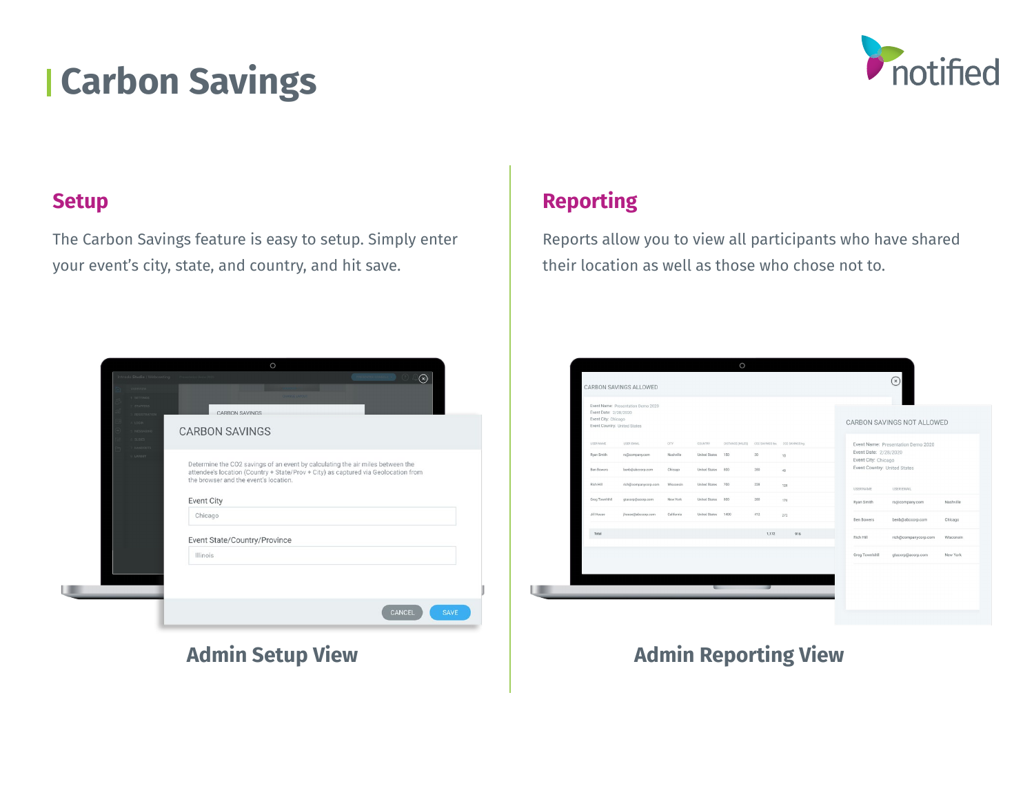# Carbon Savings

## Setup

The Carbon Savings feature is easy to setup. Simply enter your event's city, state, and country, and hit save.

CARBON SAVINGS

Determine the CO2 savings of an event by calculating the air miles between the attendee's location (Country + State/Prov + City) as captured via Geolocation from the browser and the event's location.

Event City

Chicago

Event State/Country/Province

Illinois

CANCEL SAVE

**Admin Setup View**

## Reporting

Reports allow you to view all participants who have shared their location as well as those who chose not to.

**Admin Reporting View**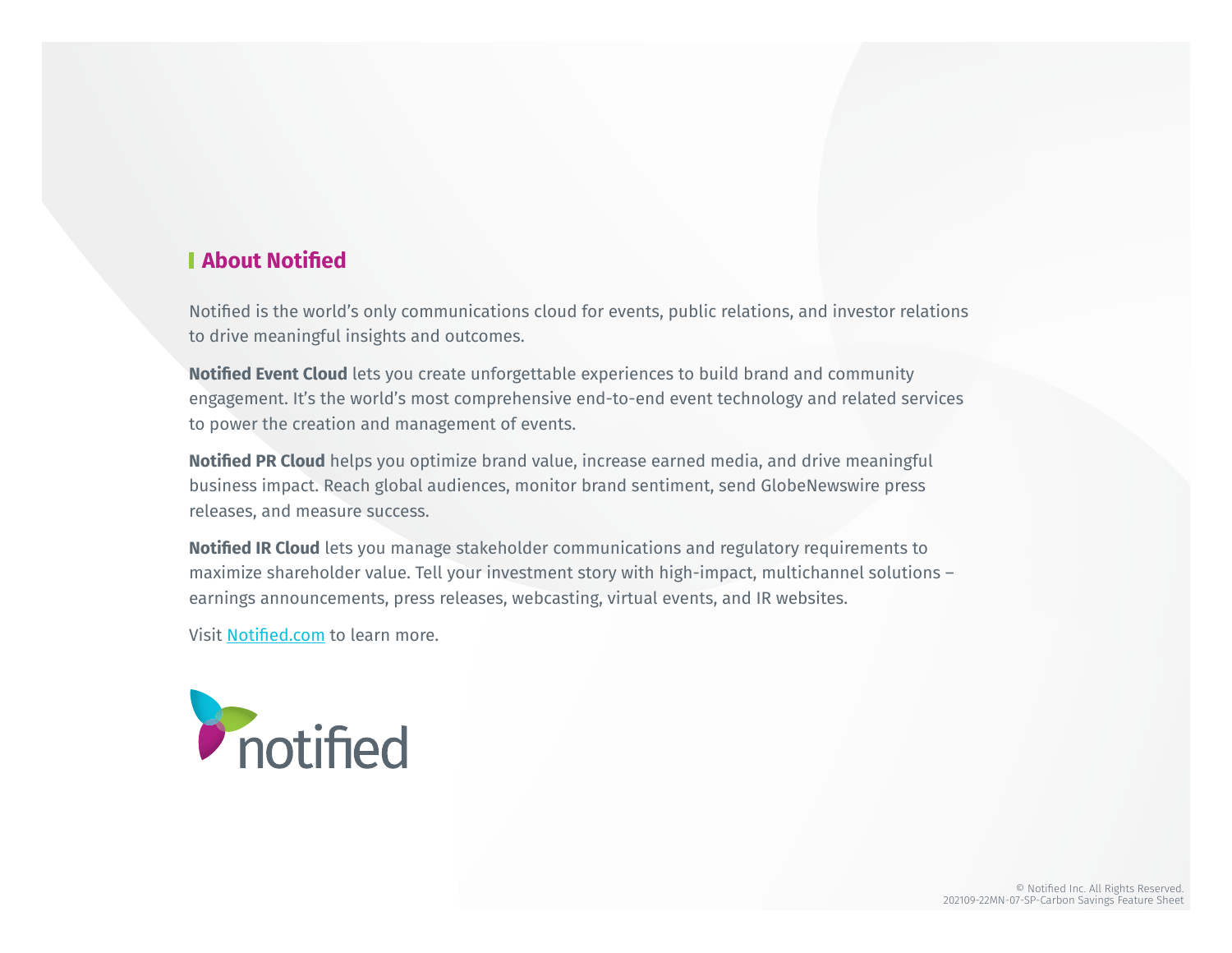## About Notified

Notified is the world's only communications cloud for events, public relations, and investor relations to drive meaningful insights and outcomes.

**Notified Event Cloud** lets you create unforgettable experiences to build brand and community engagement. It's the world's most comprehensive end-to-end event technology and related services to power the creation and management of events.

**Notified PR Cloud** helps you optimize brand value, increase earned media, and drive meaningful business impact. Reach global audiences, monitor brand sentiment, send GlobeNewswire press releases, and measure success.

**Notified IR Cloud** lets you manage stakeholder communications and regulatory requirements to maximize shareholder value. Tell your investment story with high-impact, multichannel solutions – earnings announcements, press releases, webcasting, virtual events, and IR websites.

Visit [Notified.com](https://www.notified.com) to learn more.

notified

© Notified Inc. All Rights Reserved.
202109-22MN-07-SP-Carbon Savings Feature Sheet